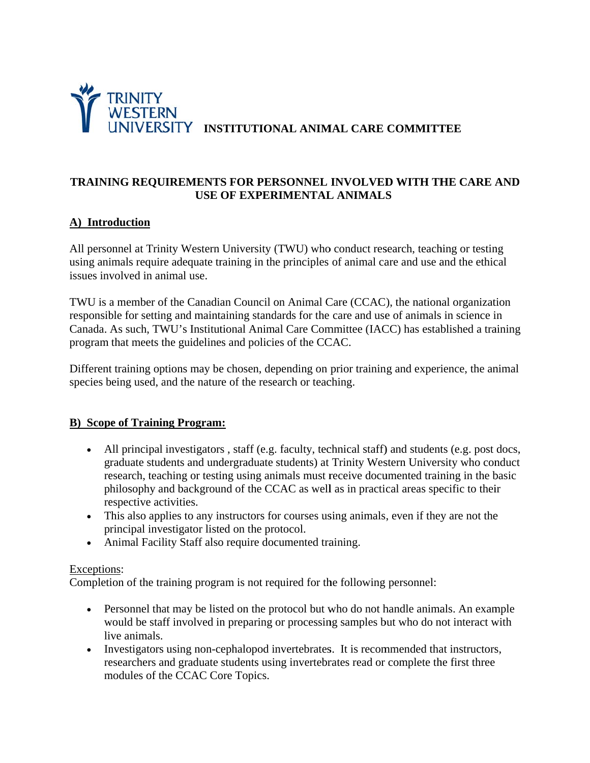TRINITY WESTERN UNIVERSITY **INSTITUTIONAL ANIMAL CARE COMMITTEE**

# TRAINING REQUIREMENTS FOR PERSONNEL INVOLVED WITH THE CARE AND USE OF EXPERIMENTAL ANIMALS

## A) Introduction

All personnel at Trinity Western University (TWU) who conduct research, teaching or testing using animals require adequate training in the principles of animal care and use and the ethical issues involved in animal use.

TWU is a member of the Canadian Council on Animal Care (CCAC), the national organization responsible for setting and maintaining standards for the care and use of animals in science in Canada. As such, TWU's Institutional Animal Care Committee (IACC) has established a training program that meets the guidelines and policies of the CCAC.

Different training options may be chosen, depending on prior training and experience, the animal species being used, and the nature of the research or teaching.

## B) Scope of Training Program:

- All principal investigators , staff (e.g. faculty, technical staff) and students (e.g. post docs, graduate students and undergraduate students) at Trinity Western University who conduct research, teaching or testing using animals must receive documented training in the basic philosophy and background of the CCAC as well as in practical areas specific to their respective activities.
- This also applies to any instructors for courses using animals, even if they are not the principal investigator listed on the protocol.
- Animal Facility Staff also require documented training.

Exceptions:

Completion of the training program is not required for the following personnel:

- Personnel that may be listed on the protocol but who do not handle animals. An example would be staff involved in preparing or processing samples but who do not interact with live animals.
- Investigators using non-cephalopod invertebrates. It is recommended that instructors, researchers and graduate students using invertebrates read or complete the first three modules of the CCAC Core Topics.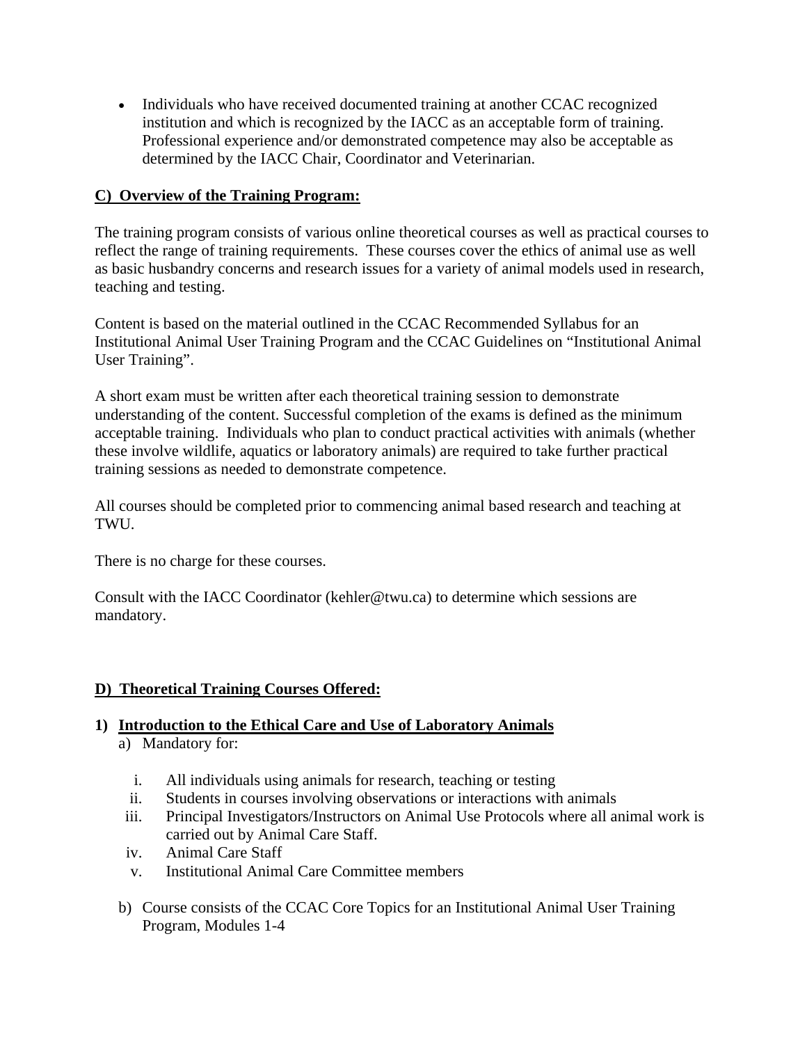- Individuals who have received documented training at another CCAC recognized institution and which is recognized by the IACC as an acceptable form of training. Professional experience and/or demonstrated competence may also be acceptable as determined by the IACC Chair, Coordinator and Veterinarian.

## C) Overview of the Training Program:

The training program consists of various online theoretical courses as well as practical courses to reflect the range of training requirements. These courses cover the ethics of animal use as well as basic husbandry concerns and research issues for a variety of animal models used in research, teaching and testing.

Content is based on the material outlined in the CCAC Recommended Syllabus for an Institutional Animal User Training Program and the CCAC Guidelines on "Institutional Animal User Training".

A short exam must be written after each theoretical training session to demonstrate understanding of the content. Successful completion of the exams is defined as the minimum acceptable training. Individuals who plan to conduct practical activities with animals (whether these involve wildlife, aquatics or laboratory animals) are required to take further practical training sessions as needed to demonstrate competence.

All courses should be completed prior to commencing animal based research and teaching at TWU.

There is no charge for these courses.

Consult with the IACC Coordinator (kehler@twu.ca) to determine which sessions are mandatory.

## D) Theoretical Training Courses Offered:

### 1) Introduction to the Ethical Care and Use of Laboratory Animals

a) Mandatory for:

   i. All individuals using animals for research, teaching or testing
   ii. Students in courses involving observations or interactions with animals
   iii. Principal Investigators/Instructors on Animal Use Protocols where all animal work is carried out by Animal Care Staff.
   iv. Animal Care Staff
   v. Institutional Animal Care Committee members

b) Course consists of the CCAC Core Topics for an Institutional Animal User Training Program, Modules 1-4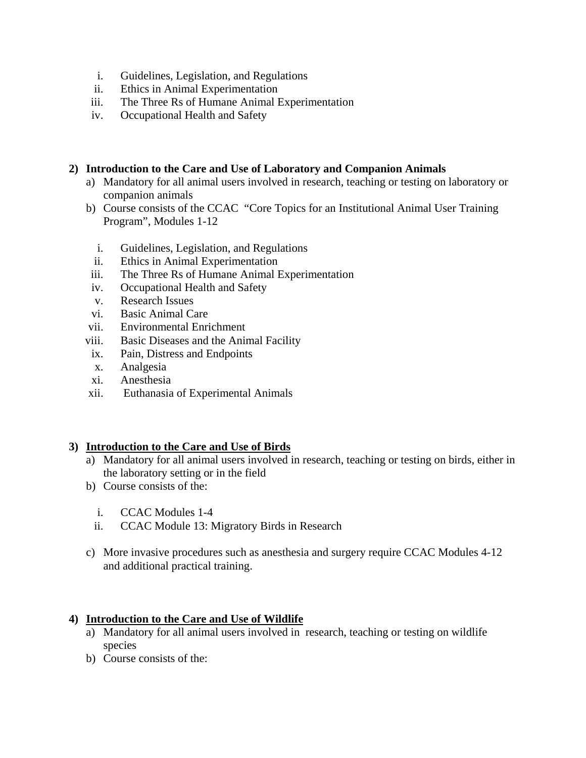i. Guidelines, Legislation, and Regulations
ii. Ethics in Animal Experimentation
iii. The Three Rs of Humane Animal Experimentation
iv. Occupational Health and Safety

2) **Introduction to the Care and Use of Laboratory and Companion Animals**
   a) Mandatory for all animal users involved in research, teaching or testing on laboratory or companion animals
   b) Course consists of the CCAC "Core Topics for an Institutional Animal User Training Program", Modules 1-12

      i. Guidelines, Legislation, and Regulations
      ii. Ethics in Animal Experimentation
      iii. The Three Rs of Humane Animal Experimentation
      iv. Occupational Health and Safety
      v. Research Issues
      vi. Basic Animal Care
      vii. Environmental Enrichment
      viii. Basic Diseases and the Animal Facility
      ix. Pain, Distress and Endpoints
      x. Analgesia
      xi. Anesthesia
      xii. Euthanasia of Experimental Animals

3) **<u>Introduction to the Care and Use of Birds</u>**
   a) Mandatory for all animal users involved in research, teaching or testing on birds, either in the laboratory setting or in the field
   b) Course consists of the:

      i. CCAC Modules 1-4
      ii. CCAC Module 13: Migratory Birds in Research

   c) More invasive procedures such as anesthesia and surgery require CCAC Modules 4-12 and additional practical training.

4) **<u>Introduction to the Care and Use of Wildlife</u>**
   a) Mandatory for all animal users involved in research, teaching or testing on wildlife species
   b) Course consists of the: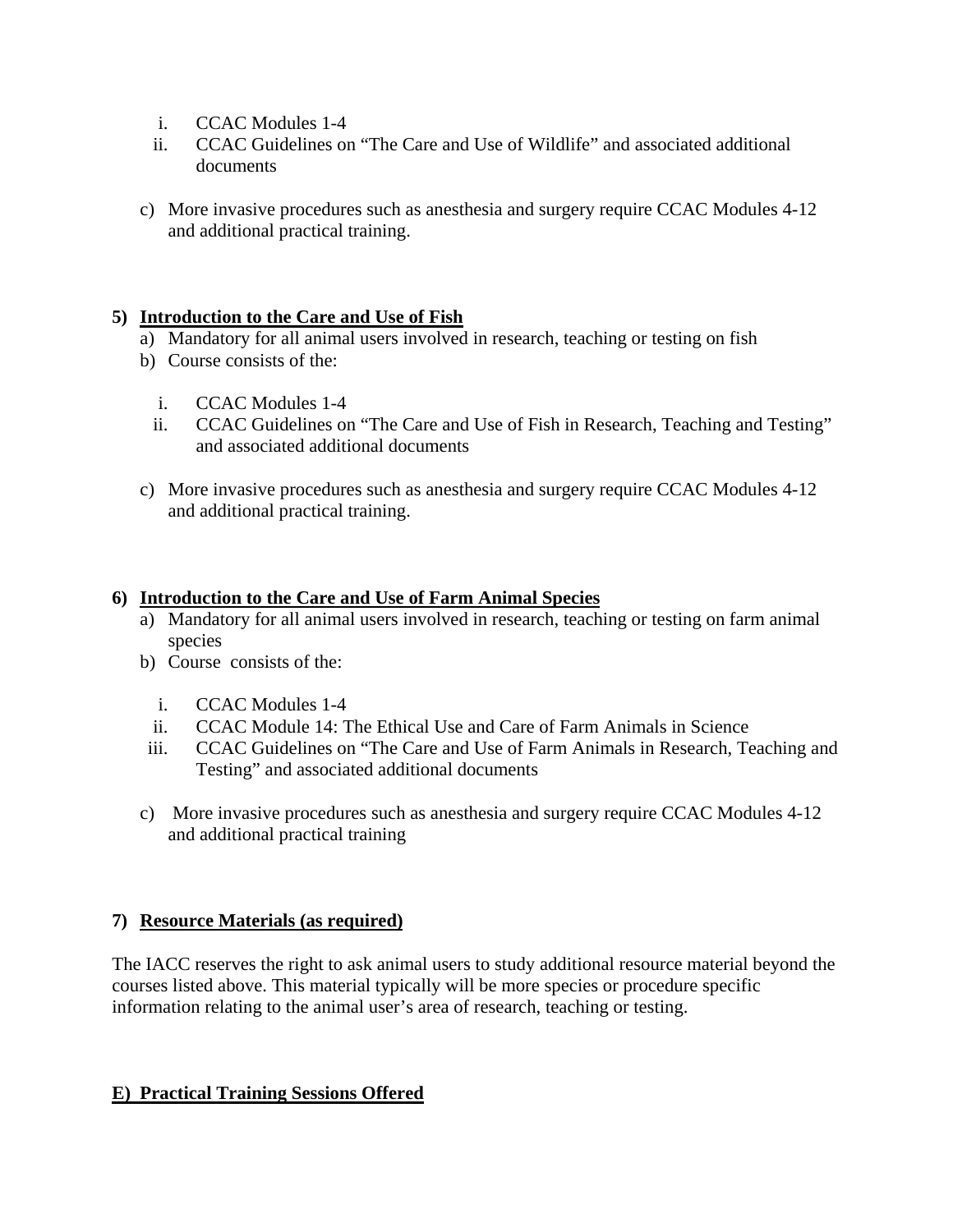i. CCAC Modules 1-4
   ii. CCAC Guidelines on "The Care and Use of Wildlife" and associated additional documents

c) More invasive procedures such as anesthesia and surgery require CCAC Modules 4-12 and additional practical training.

**5) Introduction to the Care and Use of Fish**

a) Mandatory for all animal users involved in research, teaching or testing on fish
b) Course consists of the:
   i. CCAC Modules 1-4
   ii. CCAC Guidelines on "The Care and Use of Fish in Research, Teaching and Testing" and associated additional documents

c) More invasive procedures such as anesthesia and surgery require CCAC Modules 4-12 and additional practical training.

**6) Introduction to the Care and Use of Farm Animal Species**

a) Mandatory for all animal users involved in research, teaching or testing on farm animal species
b) Course consists of the:
   i. CCAC Modules 1-4
   ii. CCAC Module 14: The Ethical Use and Care of Farm Animals in Science
   iii. CCAC Guidelines on "The Care and Use of Farm Animals in Research, Teaching and Testing" and associated additional documents

c) More invasive procedures such as anesthesia and surgery require CCAC Modules 4-12 and additional practical training

**7) Resource Materials (as required)**

The IACC reserves the right to ask animal users to study additional resource material beyond the courses listed above. This material typically will be more species or procedure specific information relating to the animal user's area of research, teaching or testing.

**E) Practical Training Sessions Offered**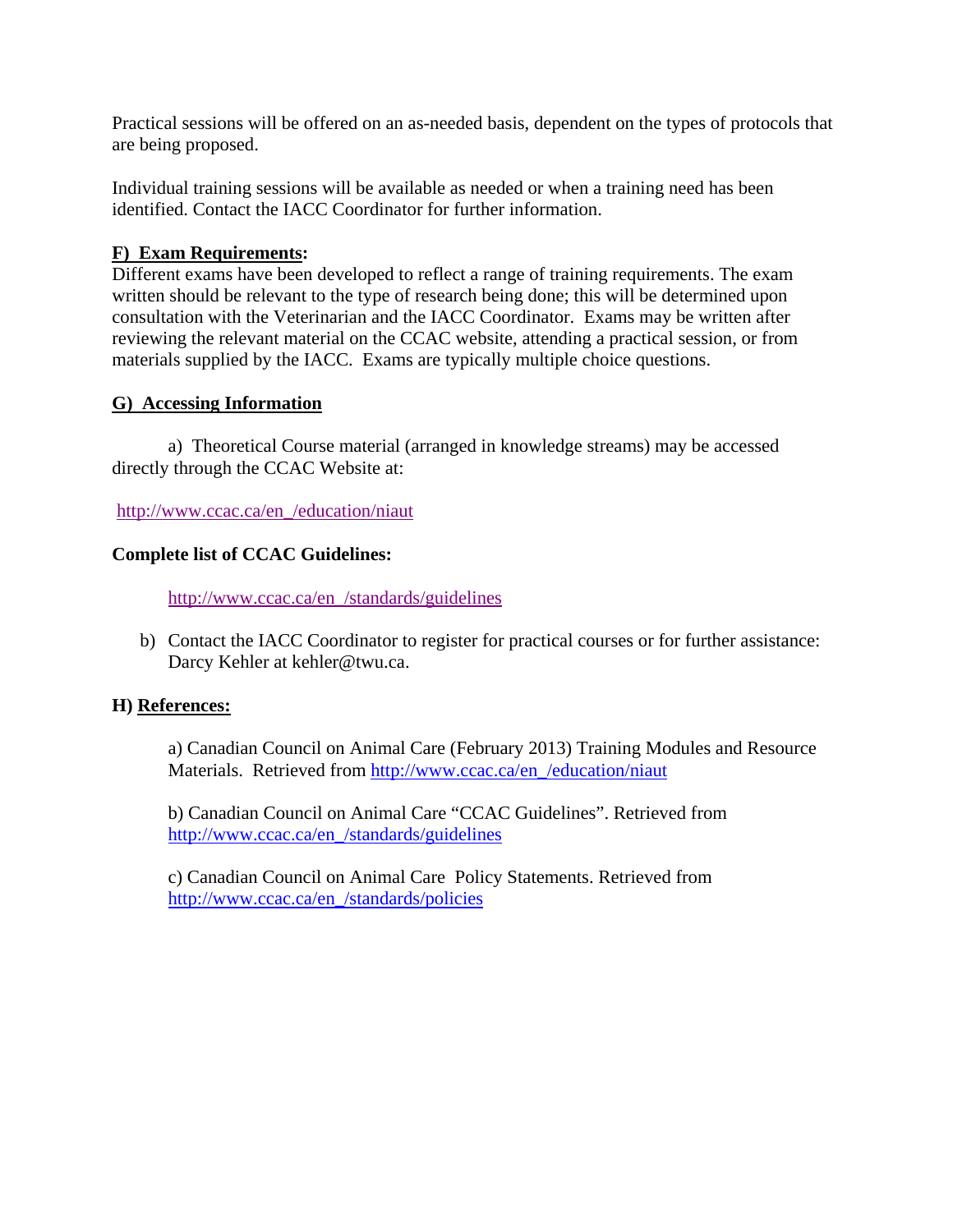Practical sessions will be offered on an as-needed basis, dependent on the types of protocols that are being proposed.

Individual training sessions will be available as needed or when a training need has been identified. Contact the IACC Coordinator for further information.

**F) Exam Requirements:**

Different exams have been developed to reflect a range of training requirements. The exam written should be relevant to the type of research being done; this will be determined upon consultation with the Veterinarian and the IACC Coordinator. Exams may be written after reviewing the relevant material on the CCAC website, attending a practical session, or from materials supplied by the IACC. Exams are typically multiple choice questions.

**G) Accessing Information**

a) Theoretical Course material (arranged in knowledge streams) may be accessed directly through the CCAC Website at:

http://www.ccac.ca/en_/education/niaut

**Complete list of CCAC Guidelines:**

http://www.ccac.ca/en_/standards/guidelines

b) Contact the IACC Coordinator to register for practical courses or for further assistance: Darcy Kehler at kehler@twu.ca.

**H) References:**

a) Canadian Council on Animal Care (February 2013) Training Modules and Resource Materials. Retrieved from http://www.ccac.ca/en_/education/niaut

b) Canadian Council on Animal Care "CCAC Guidelines". Retrieved from http://www.ccac.ca/en_/standards/guidelines

c) Canadian Council on Animal Care Policy Statements. Retrieved from http://www.ccac.ca/en_/standards/policies